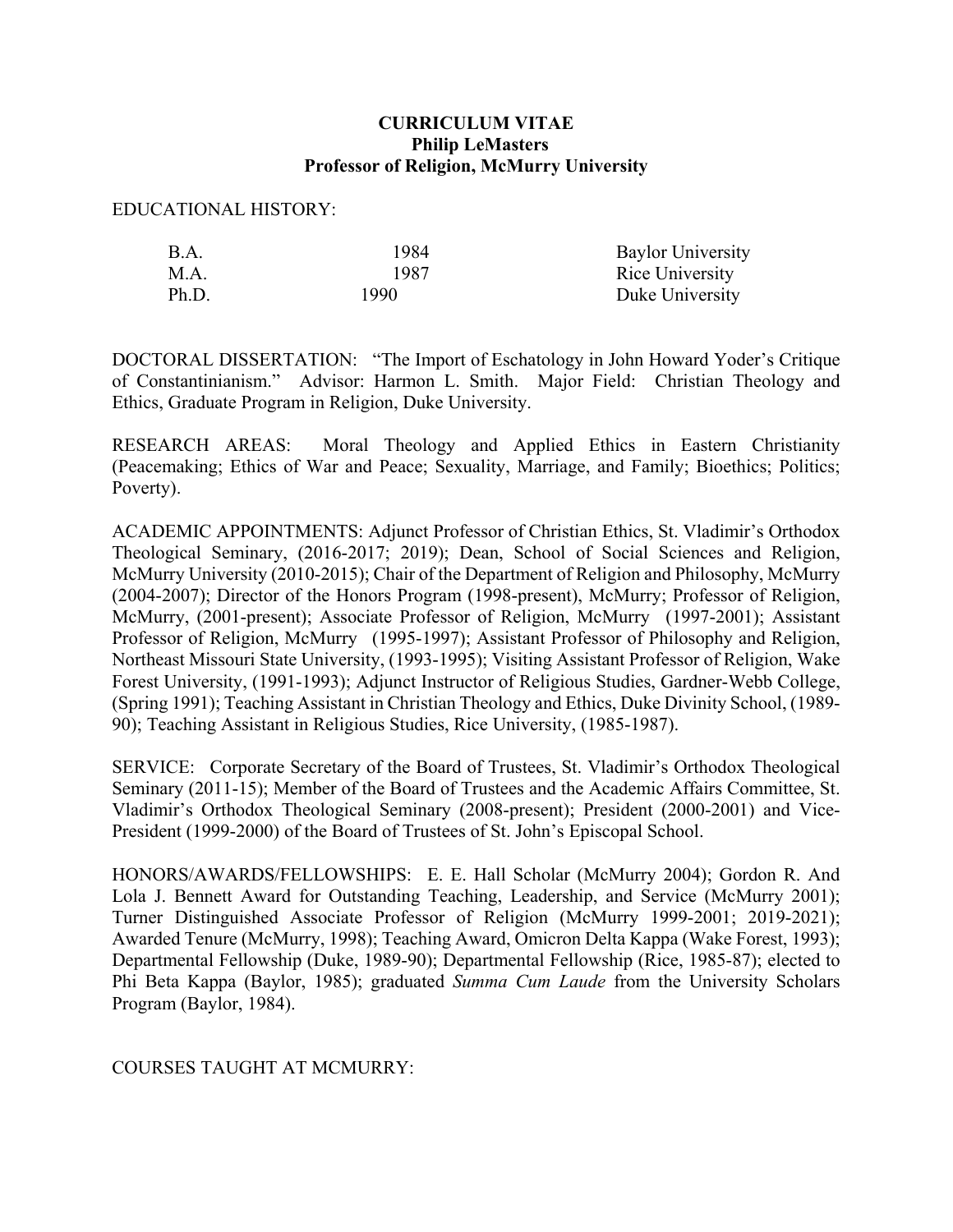**CURRICULUM VITAE**
**Philip LeMasters**
**Professor of Religion, McMurry University**

EDUCATIONAL HISTORY:

| | | |
|---|---|---|
| B.A. | 1984 | Baylor University |
| M.A. | 1987 | Rice University |
| Ph.D. | 1990 | Duke University |

DOCTORAL DISSERTATION: "The Import of Eschatology in John Howard Yoder's Critique of Constantinianism." Advisor: Harmon L. Smith. Major Field: Christian Theology and Ethics, Graduate Program in Religion, Duke University.

RESEARCH AREAS: Moral Theology and Applied Ethics in Eastern Christianity (Peacemaking; Ethics of War and Peace; Sexuality, Marriage, and Family; Bioethics; Politics; Poverty).

ACADEMIC APPOINTMENTS: Adjunct Professor of Christian Ethics, St. Vladimir's Orthodox Theological Seminary, (2016-2017; 2019); Dean, School of Social Sciences and Religion, McMurry University (2010-2015); Chair of the Department of Religion and Philosophy, McMurry (2004-2007); Director of the Honors Program (1998-present), McMurry; Professor of Religion, McMurry, (2001-present); Associate Professor of Religion, McMurry (1997-2001); Assistant Professor of Religion, McMurry (1995-1997); Assistant Professor of Philosophy and Religion, Northeast Missouri State University, (1993-1995); Visiting Assistant Professor of Religion, Wake Forest University, (1991-1993); Adjunct Instructor of Religious Studies, Gardner-Webb College, (Spring 1991); Teaching Assistant in Christian Theology and Ethics, Duke Divinity School, (1989-90); Teaching Assistant in Religious Studies, Rice University, (1985-1987).

SERVICE: Corporate Secretary of the Board of Trustees, St. Vladimir's Orthodox Theological Seminary (2011-15); Member of the Board of Trustees and the Academic Affairs Committee, St. Vladimir's Orthodox Theological Seminary (2008-present); President (2000-2001) and Vice-President (1999-2000) of the Board of Trustees of St. John's Episcopal School.

HONORS/AWARDS/FELLOWSHIPS: E. E. Hall Scholar (McMurry 2004); Gordon R. And Lola J. Bennett Award for Outstanding Teaching, Leadership, and Service (McMurry 2001); Turner Distinguished Associate Professor of Religion (McMurry 1999-2001; 2019-2021); Awarded Tenure (McMurry, 1998); Teaching Award, Omicron Delta Kappa (Wake Forest, 1993); Departmental Fellowship (Duke, 1989-90); Departmental Fellowship (Rice, 1985-87); elected to Phi Beta Kappa (Baylor, 1985); graduated *Summa Cum Laude* from the University Scholars Program (Baylor, 1984).

COURSES TAUGHT AT MCMURRY: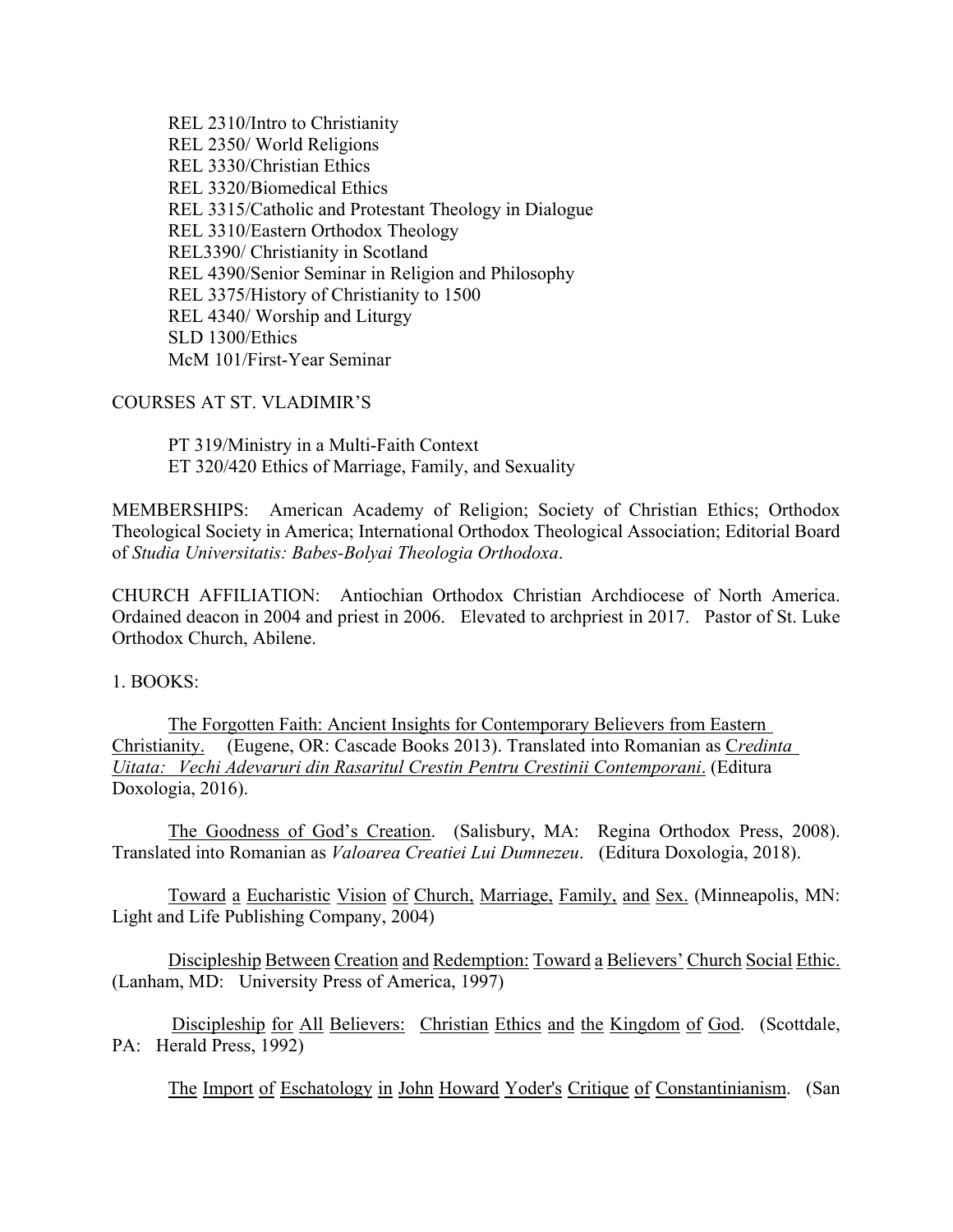REL 2310/Intro to Christianity
REL 2350/ World Religions
REL 3330/Christian Ethics
REL 3320/Biomedical Ethics
REL 3315/Catholic and Protestant Theology in Dialogue
REL 3310/Eastern Orthodox Theology
REL3390/ Christianity in Scotland
REL 4390/Senior Seminar in Religion and Philosophy
REL 3375/History of Christianity to 1500
REL 4340/ Worship and Liturgy
SLD 1300/Ethics
McM 101/First-Year Seminar

COURSES AT ST. VLADIMIR'S

PT 319/Ministry in a Multi-Faith Context
ET 320/420 Ethics of Marriage, Family, and Sexuality

MEMBERSHIPS: American Academy of Religion; Society of Christian Ethics; Orthodox Theological Society in America; International Orthodox Theological Association; Editorial Board of *Studia Universitatis: Babes-Bolyai Theologia Orthodoxa*.

CHURCH AFFILIATION: Antiochian Orthodox Christian Archdiocese of North America. Ordained deacon in 2004 and priest in 2006. Elevated to archpriest in 2017. Pastor of St. Luke Orthodox Church, Abilene.

1. BOOKS:

The Forgotten Faith: Ancient Insights for Contemporary Believers from Eastern Christianity. (Eugene, OR: Cascade Books 2013). Translated into Romanian as *Credinta Uitata: Vechi Adevaruri din Rasaritul Crestin Pentru Crestinii Contemporani*. (Editura Doxologia, 2016).

The Goodness of God's Creation. (Salisbury, MA: Regina Orthodox Press, 2008). Translated into Romanian as *Valoarea Creatiei Lui Dumnezeu*. (Editura Doxologia, 2018).

Toward a Eucharistic Vision of Church, Marriage, Family, and Sex. (Minneapolis, MN: Light and Life Publishing Company, 2004)

Discipleship Between Creation and Redemption: Toward a Believers' Church Social Ethic. (Lanham, MD: University Press of America, 1997)

Discipleship for All Believers: Christian Ethics and the Kingdom of God. (Scottdale, PA: Herald Press, 1992)

The Import of Eschatology in John Howard Yoder's Critique of Constantinianism. (San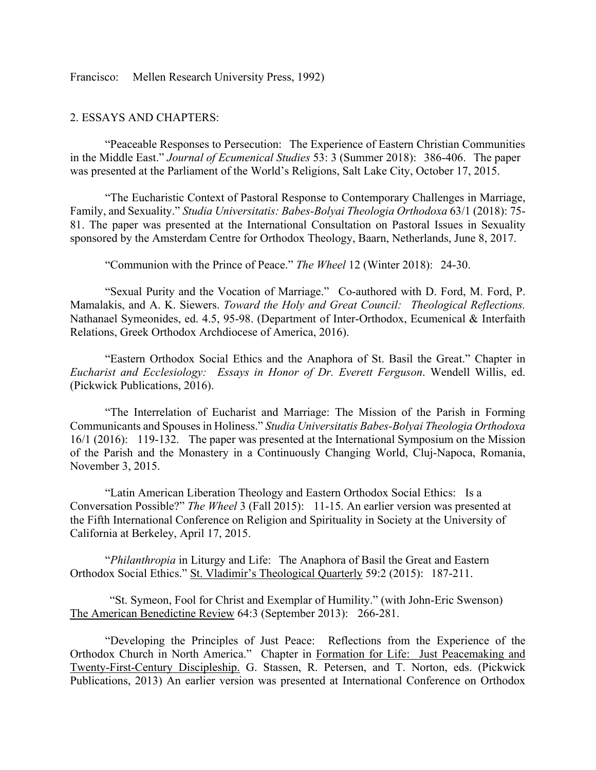Francisco: Mellen Research University Press, 1992)

2. ESSAYS AND CHAPTERS:

"Peaceable Responses to Persecution: The Experience of Eastern Christian Communities in the Middle East." *Journal of Ecumenical Studies* 53: 3 (Summer 2018): 386-406. The paper was presented at the Parliament of the World's Religions, Salt Lake City, October 17, 2015.

"The Eucharistic Context of Pastoral Response to Contemporary Challenges in Marriage, Family, and Sexuality." *Studia Universitatis: Babes-Bolyai Theologia Orthodoxa* 63/1 (2018): 75-81. The paper was presented at the International Consultation on Pastoral Issues in Sexuality sponsored by the Amsterdam Centre for Orthodox Theology, Baarn, Netherlands, June 8, 2017.

"Communion with the Prince of Peace." *The Wheel* 12 (Winter 2018): 24-30.

"Sexual Purity and the Vocation of Marriage." Co-authored with D. Ford, M. Ford, P. Mamalakis, and A. K. Siewers. *Toward the Holy and Great Council: Theological Reflections.* Nathanael Symeonides, ed. 4.5, 95-98. (Department of Inter-Orthodox, Ecumenical & Interfaith Relations, Greek Orthodox Archdiocese of America, 2016).

"Eastern Orthodox Social Ethics and the Anaphora of St. Basil the Great." Chapter in *Eucharist and Ecclesiology: Essays in Honor of Dr. Everett Ferguson*. Wendell Willis, ed. (Pickwick Publications, 2016).

"The Interrelation of Eucharist and Marriage: The Mission of the Parish in Forming Communicants and Spouses in Holiness." *Studia Universitatis Babes-Bolyai Theologia Orthodoxa* 16/1 (2016): 119-132. The paper was presented at the International Symposium on the Mission of the Parish and the Monastery in a Continuously Changing World, Cluj-Napoca, Romania, November 3, 2015.

"Latin American Liberation Theology and Eastern Orthodox Social Ethics: Is a Conversation Possible?" *The Wheel* 3 (Fall 2015): 11-15. An earlier version was presented at the Fifth International Conference on Religion and Spirituality in Society at the University of California at Berkeley, April 17, 2015.

"*Philanthropia* in Liturgy and Life: The Anaphora of Basil the Great and Eastern Orthodox Social Ethics." St. Vladimir's Theological Quarterly 59:2 (2015): 187-211.

"St. Symeon, Fool for Christ and Exemplar of Humility." (with John-Eric Swenson) The American Benedictine Review 64:3 (September 2013): 266-281.

"Developing the Principles of Just Peace: Reflections from the Experience of the Orthodox Church in North America." Chapter in Formation for Life: Just Peacemaking and Twenty-First-Century Discipleship. G. Stassen, R. Petersen, and T. Norton, eds. (Pickwick Publications, 2013) An earlier version was presented at International Conference on Orthodox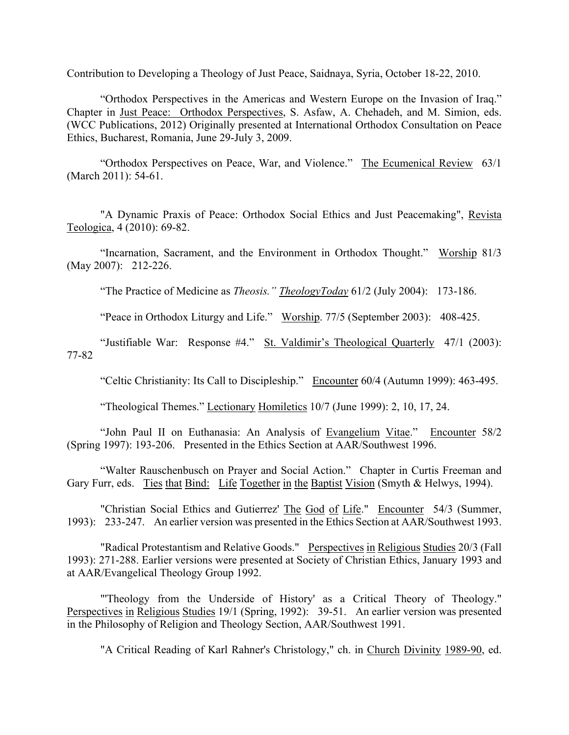Contribution to Developing a Theology of Just Peace, Saidnaya, Syria, October 18-22, 2010.

"Orthodox Perspectives in the Americas and Western Europe on the Invasion of Iraq." Chapter in Just Peace: Orthodox Perspectives, S. Asfaw, A. Chehadeh, and M. Simion, eds. (WCC Publications, 2012) Originally presented at International Orthodox Consultation on Peace Ethics, Bucharest, Romania, June 29-July 3, 2009.

"Orthodox Perspectives on Peace, War, and Violence." The Ecumenical Review 63/1 (March 2011): 54-61.

"A Dynamic Praxis of Peace: Orthodox Social Ethics and Just Peacemaking", Revista Teologica, 4 (2010): 69-82.

"Incarnation, Sacrament, and the Environment in Orthodox Thought." Worship 81/3 (May 2007): 212-226.

"The Practice of Medicine as *Theosis." TheologyToday* 61/2 (July 2004): 173-186.

"Peace in Orthodox Liturgy and Life." Worship. 77/5 (September 2003): 408-425.

"Justifiable War: Response #4." St. Valdimir's Theological Quarterly 47/1 (2003): 77-82

"Celtic Christianity: Its Call to Discipleship." Encounter 60/4 (Autumn 1999): 463-495.

"Theological Themes." Lectionary Homiletics 10/7 (June 1999): 2, 10, 17, 24.

"John Paul II on Euthanasia: An Analysis of Evangelium Vitae." Encounter 58/2 (Spring 1997): 193-206. Presented in the Ethics Section at AAR/Southwest 1996.

"Walter Rauschenbusch on Prayer and Social Action." Chapter in Curtis Freeman and Gary Furr, eds. Ties that Bind: Life Together in the Baptist Vision (Smyth & Helwys, 1994).

"Christian Social Ethics and Gutierrez' The God of Life." Encounter 54/3 (Summer, 1993): 233-247. An earlier version was presented in the Ethics Section at AAR/Southwest 1993.

"Radical Protestantism and Relative Goods." Perspectives in Religious Studies 20/3 (Fall 1993): 271-288. Earlier versions were presented at Society of Christian Ethics, January 1993 and at AAR/Evangelical Theology Group 1992.

"'Theology from the Underside of History' as a Critical Theory of Theology." Perspectives in Religious Studies 19/1 (Spring, 1992): 39-51. An earlier version was presented in the Philosophy of Religion and Theology Section, AAR/Southwest 1991.

"A Critical Reading of Karl Rahner's Christology," ch. in Church Divinity 1989-90, ed.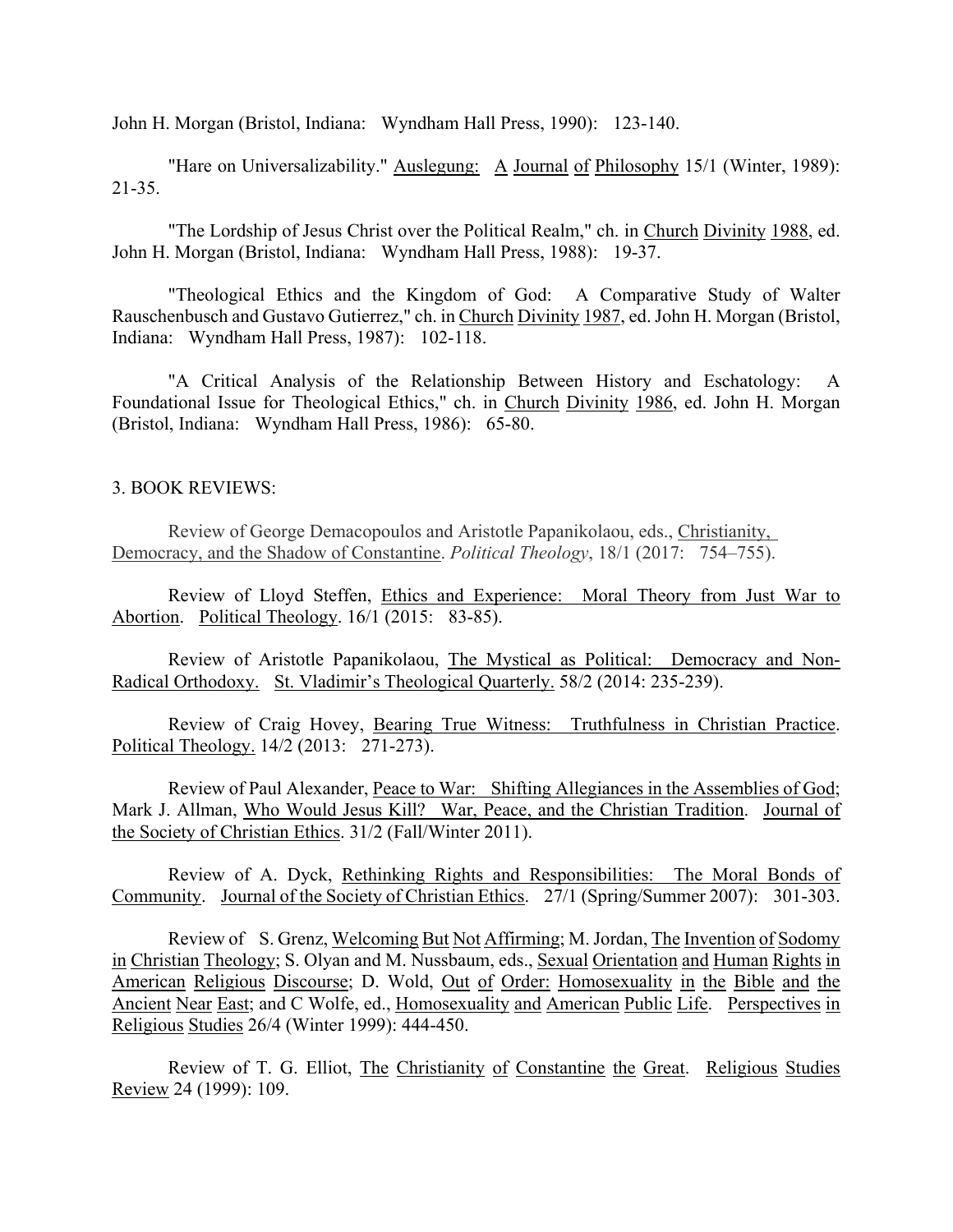John H. Morgan (Bristol, Indiana: Wyndham Hall Press, 1990): 123-140.

"Hare on Universalizability." Auslegung: A Journal of Philosophy 15/1 (Winter, 1989): 21-35.

"The Lordship of Jesus Christ over the Political Realm," ch. in Church Divinity 1988, ed. John H. Morgan (Bristol, Indiana: Wyndham Hall Press, 1988): 19-37.

"Theological Ethics and the Kingdom of God: A Comparative Study of Walter Rauschenbusch and Gustavo Gutierrez," ch. in Church Divinity 1987, ed. John H. Morgan (Bristol, Indiana: Wyndham Hall Press, 1987): 102-118.

"A Critical Analysis of the Relationship Between History and Eschatology: A Foundational Issue for Theological Ethics," ch. in Church Divinity 1986, ed. John H. Morgan (Bristol, Indiana: Wyndham Hall Press, 1986): 65-80.

3. BOOK REVIEWS:

Review of George Demacopoulos and Aristotle Papanikolaou, eds., Christianity, Democracy, and the Shadow of Constantine. *Political Theology*, 18/1 (2017: 754–755).

Review of Lloyd Steffen, Ethics and Experience: Moral Theory from Just War to Abortion. Political Theology. 16/1 (2015: 83-85).

Review of Aristotle Papanikolaou, The Mystical as Political: Democracy and Non-Radical Orthodoxy. St. Vladimir's Theological Quarterly. 58/2 (2014: 235-239).

Review of Craig Hovey, Bearing True Witness: Truthfulness in Christian Practice. Political Theology. 14/2 (2013: 271-273).

Review of Paul Alexander, Peace to War: Shifting Allegiances in the Assemblies of God; Mark J. Allman, Who Would Jesus Kill? War, Peace, and the Christian Tradition. Journal of the Society of Christian Ethics. 31/2 (Fall/Winter 2011).

Review of A. Dyck, Rethinking Rights and Responsibilities: The Moral Bonds of Community. Journal of the Society of Christian Ethics. 27/1 (Spring/Summer 2007): 301-303.

Review of S. Grenz, Welcoming But Not Affirming; M. Jordan, The Invention of Sodomy in Christian Theology; S. Olyan and M. Nussbaum, eds., Sexual Orientation and Human Rights in American Religious Discourse; D. Wold, Out of Order: Homosexuality in the Bible and the Ancient Near East; and C Wolfe, ed., Homosexuality and American Public Life. Perspectives in Religious Studies 26/4 (Winter 1999): 444-450.

Review of T. G. Elliot, The Christianity of Constantine the Great. Religious Studies Review 24 (1999): 109.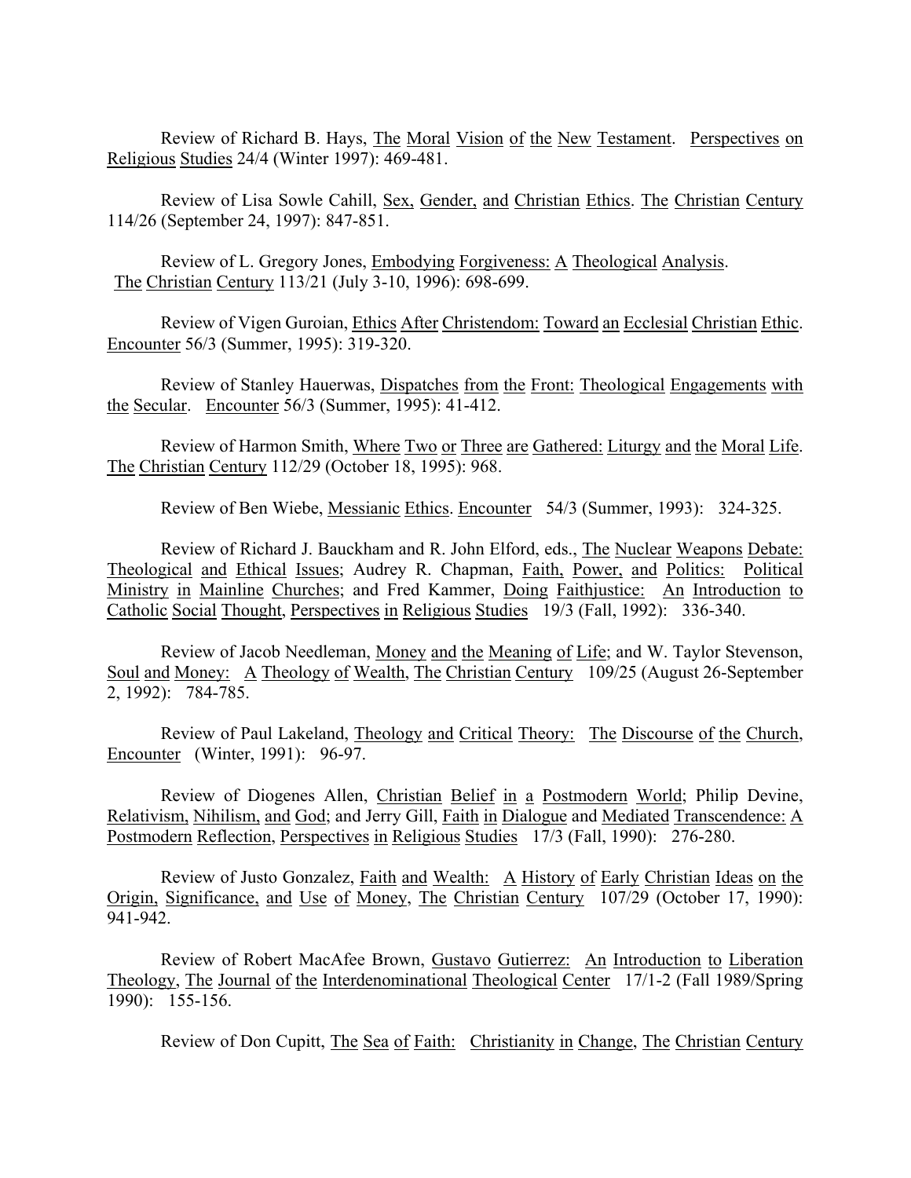Review of Richard B. Hays, The Moral Vision of the New Testament. Perspectives on Religious Studies 24/4 (Winter 1997): 469-481.

Review of Lisa Sowle Cahill, Sex, Gender, and Christian Ethics. The Christian Century 114/26 (September 24, 1997): 847-851.

Review of L. Gregory Jones, Embodying Forgiveness: A Theological Analysis. The Christian Century 113/21 (July 3-10, 1996): 698-699.

Review of Vigen Guroian, Ethics After Christendom: Toward an Ecclesial Christian Ethic. Encounter 56/3 (Summer, 1995): 319-320.

Review of Stanley Hauerwas, Dispatches from the Front: Theological Engagements with the Secular. Encounter 56/3 (Summer, 1995): 41-412.

Review of Harmon Smith, Where Two or Three are Gathered: Liturgy and the Moral Life. The Christian Century 112/29 (October 18, 1995): 968.

Review of Ben Wiebe, Messianic Ethics. Encounter 54/3 (Summer, 1993): 324-325.

Review of Richard J. Bauckham and R. John Elford, eds., The Nuclear Weapons Debate: Theological and Ethical Issues; Audrey R. Chapman, Faith, Power, and Politics: Political Ministry in Mainline Churches; and Fred Kammer, Doing Faithjustice: An Introduction to Catholic Social Thought, Perspectives in Religious Studies 19/3 (Fall, 1992): 336-340.

Review of Jacob Needleman, Money and the Meaning of Life; and W. Taylor Stevenson, Soul and Money: A Theology of Wealth, The Christian Century 109/25 (August 26-September 2, 1992): 784-785.

Review of Paul Lakeland, Theology and Critical Theory: The Discourse of the Church, Encounter (Winter, 1991): 96-97.

Review of Diogenes Allen, Christian Belief in a Postmodern World; Philip Devine, Relativism, Nihilism, and God; and Jerry Gill, Faith in Dialogue and Mediated Transcendence: A Postmodern Reflection, Perspectives in Religious Studies 17/3 (Fall, 1990): 276-280.

Review of Justo Gonzalez, Faith and Wealth: A History of Early Christian Ideas on the Origin, Significance, and Use of Money, The Christian Century 107/29 (October 17, 1990): 941-942.

Review of Robert MacAfee Brown, Gustavo Gutierrez: An Introduction to Liberation Theology, The Journal of the Interdenominational Theological Center 17/1-2 (Fall 1989/Spring 1990): 155-156.

Review of Don Cupitt, The Sea of Faith: Christianity in Change, The Christian Century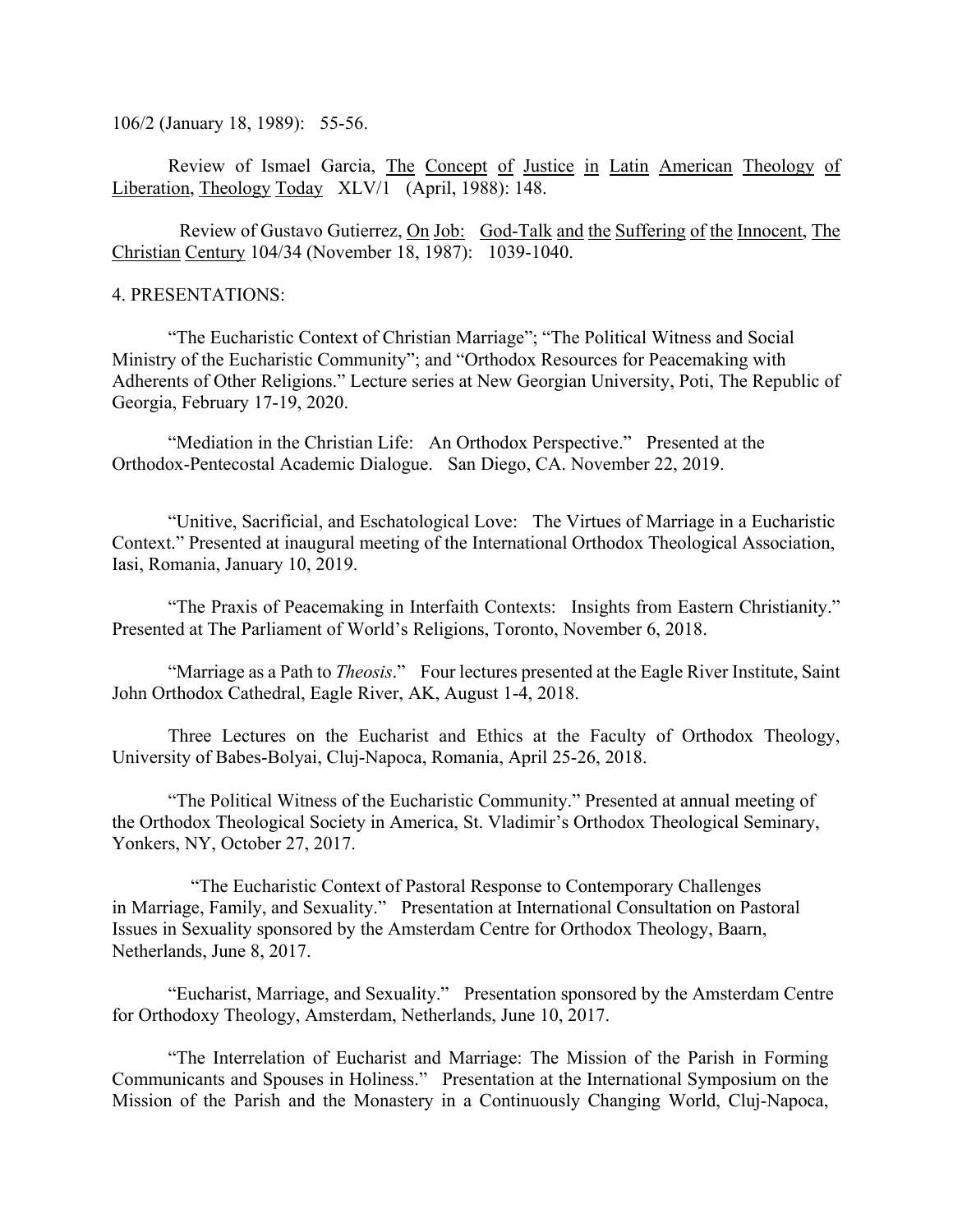106/2 (January 18, 1989): 55-56.

Review of Ismael Garcia, The Concept of Justice in Latin American Theology of Liberation, Theology Today XLV/1 (April, 1988): 148.

Review of Gustavo Gutierrez, On Job: God-Talk and the Suffering of the Innocent, The Christian Century 104/34 (November 18, 1987): 1039-1040.

4. PRESENTATIONS:

"The Eucharistic Context of Christian Marriage"; "The Political Witness and Social Ministry of the Eucharistic Community"; and "Orthodox Resources for Peacemaking with Adherents of Other Religions." Lecture series at New Georgian University, Poti, The Republic of Georgia, February 17-19, 2020.

"Mediation in the Christian Life: An Orthodox Perspective." Presented at the Orthodox-Pentecostal Academic Dialogue. San Diego, CA. November 22, 2019.

"Unitive, Sacrificial, and Eschatological Love: The Virtues of Marriage in a Eucharistic Context." Presented at inaugural meeting of the International Orthodox Theological Association, Iasi, Romania, January 10, 2019.

"The Praxis of Peacemaking in Interfaith Contexts: Insights from Eastern Christianity." Presented at The Parliament of World's Religions, Toronto, November 6, 2018.

"Marriage as a Path to *Theosis*." Four lectures presented at the Eagle River Institute, Saint John Orthodox Cathedral, Eagle River, AK, August 1-4, 2018.

Three Lectures on the Eucharist and Ethics at the Faculty of Orthodox Theology, University of Babes-Bolyai, Cluj-Napoca, Romania, April 25-26, 2018.

"The Political Witness of the Eucharistic Community." Presented at annual meeting of the Orthodox Theological Society in America, St. Vladimir's Orthodox Theological Seminary, Yonkers, NY, October 27, 2017.

"The Eucharistic Context of Pastoral Response to Contemporary Challenges in Marriage, Family, and Sexuality." Presentation at International Consultation on Pastoral Issues in Sexuality sponsored by the Amsterdam Centre for Orthodox Theology, Baarn, Netherlands, June 8, 2017.

"Eucharist, Marriage, and Sexuality." Presentation sponsored by the Amsterdam Centre for Orthodoxy Theology, Amsterdam, Netherlands, June 10, 2017.

"The Interrelation of Eucharist and Marriage: The Mission of the Parish in Forming Communicants and Spouses in Holiness." Presentation at the International Symposium on the Mission of the Parish and the Monastery in a Continuously Changing World, Cluj-Napoca,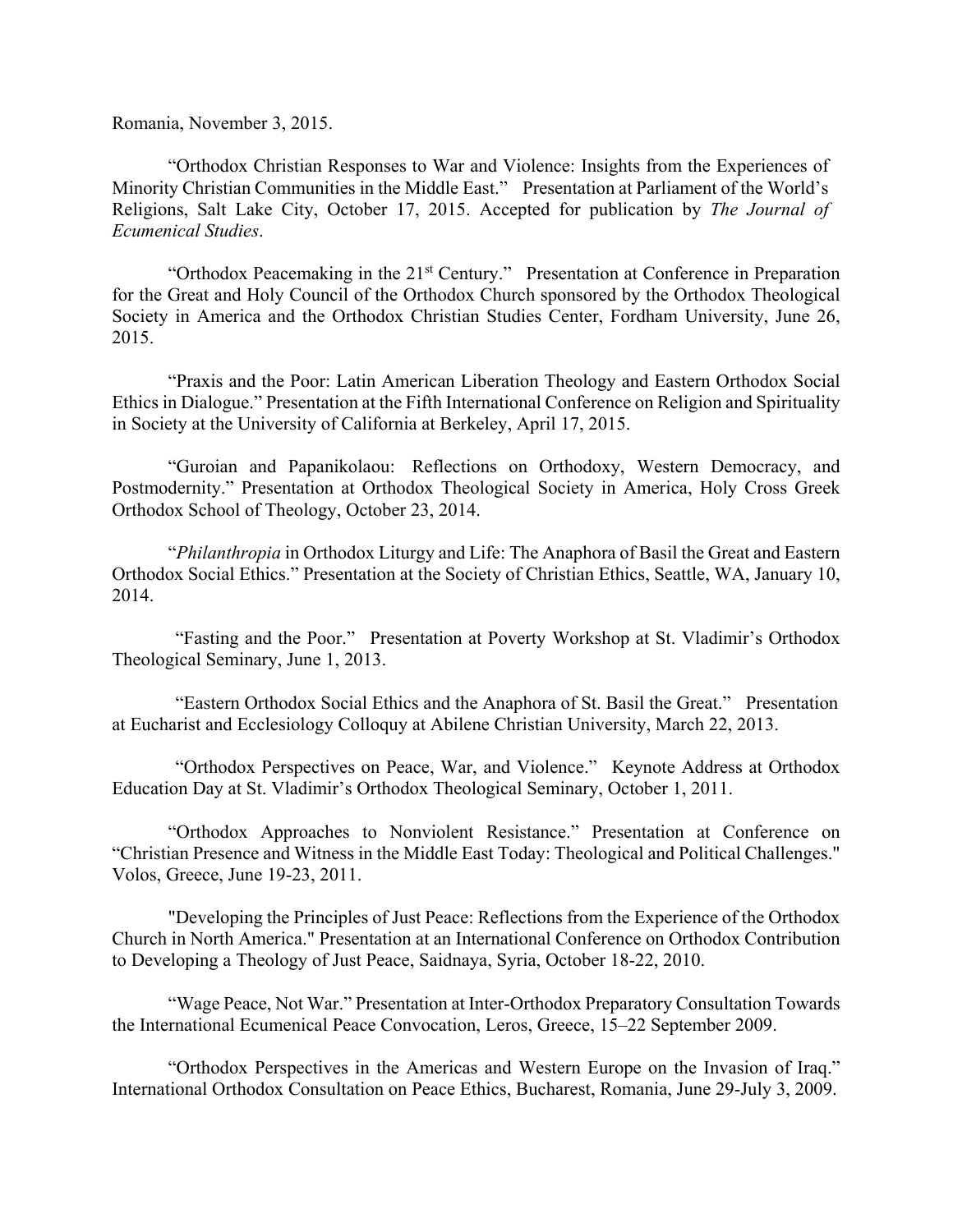Romania, November 3, 2015.

"Orthodox Christian Responses to War and Violence: Insights from the Experiences of Minority Christian Communities in the Middle East." Presentation at Parliament of the World's Religions, Salt Lake City, October 17, 2015. Accepted for publication by *The Journal of Ecumenical Studies*.

"Orthodox Peacemaking in the 21st Century." Presentation at Conference in Preparation for the Great and Holy Council of the Orthodox Church sponsored by the Orthodox Theological Society in America and the Orthodox Christian Studies Center, Fordham University, June 26, 2015.

"Praxis and the Poor: Latin American Liberation Theology and Eastern Orthodox Social Ethics in Dialogue." Presentation at the Fifth International Conference on Religion and Spirituality in Society at the University of California at Berkeley, April 17, 2015.

"Guroian and Papanikolaou: Reflections on Orthodoxy, Western Democracy, and Postmodernity." Presentation at Orthodox Theological Society in America, Holy Cross Greek Orthodox School of Theology, October 23, 2014.

"*Philanthropia* in Orthodox Liturgy and Life: The Anaphora of Basil the Great and Eastern Orthodox Social Ethics." Presentation at the Society of Christian Ethics, Seattle, WA, January 10, 2014.

"Fasting and the Poor." Presentation at Poverty Workshop at St. Vladimir's Orthodox Theological Seminary, June 1, 2013.

"Eastern Orthodox Social Ethics and the Anaphora of St. Basil the Great." Presentation at Eucharist and Ecclesiology Colloquy at Abilene Christian University, March 22, 2013.

"Orthodox Perspectives on Peace, War, and Violence." Keynote Address at Orthodox Education Day at St. Vladimir's Orthodox Theological Seminary, October 1, 2011.

"Orthodox Approaches to Nonviolent Resistance." Presentation at Conference on "Christian Presence and Witness in the Middle East Today: Theological and Political Challenges." Volos, Greece, June 19-23, 2011.

"Developing the Principles of Just Peace: Reflections from the Experience of the Orthodox Church in North America." Presentation at an International Conference on Orthodox Contribution to Developing a Theology of Just Peace, Saidnaya, Syria, October 18-22, 2010.

"Wage Peace, Not War." Presentation at Inter-Orthodox Preparatory Consultation Towards the International Ecumenical Peace Convocation, Leros, Greece, 15–22 September 2009.

"Orthodox Perspectives in the Americas and Western Europe on the Invasion of Iraq." International Orthodox Consultation on Peace Ethics, Bucharest, Romania, June 29-July 3, 2009.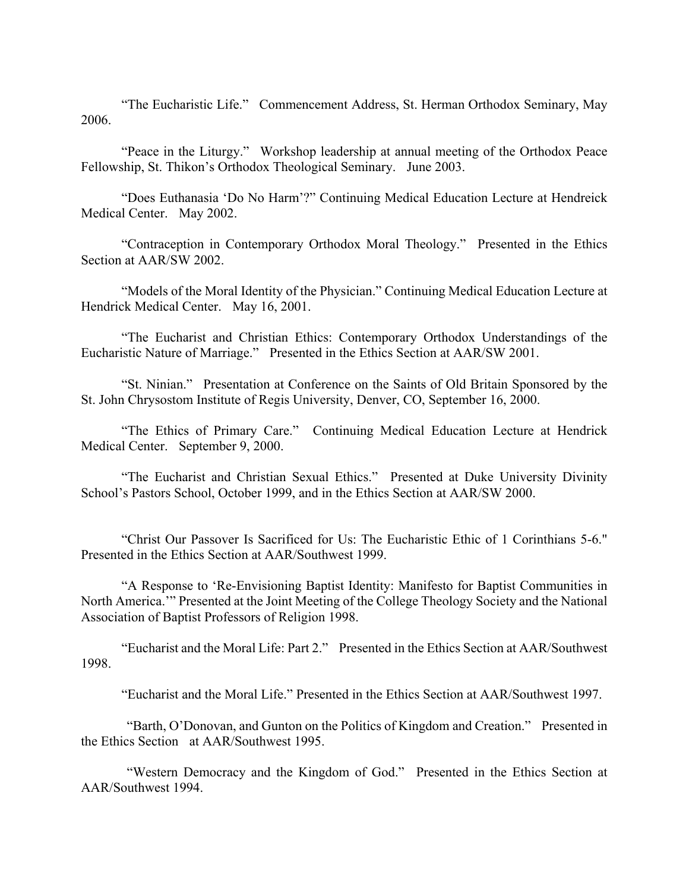“The Eucharistic Life.” Commencement Address, St. Herman Orthodox Seminary, May 2006.

“Peace in the Liturgy.” Workshop leadership at annual meeting of the Orthodox Peace Fellowship, St. Thikon’s Orthodox Theological Seminary. June 2003.

“Does Euthanasia ‘Do No Harm’?” Continuing Medical Education Lecture at Hendreick Medical Center. May 2002.

“Contraception in Contemporary Orthodox Moral Theology.” Presented in the Ethics Section at AAR/SW 2002.

“Models of the Moral Identity of the Physician.” Continuing Medical Education Lecture at Hendrick Medical Center. May 16, 2001.

“The Eucharist and Christian Ethics: Contemporary Orthodox Understandings of the Eucharistic Nature of Marriage.” Presented in the Ethics Section at AAR/SW 2001.

“St. Ninian.” Presentation at Conference on the Saints of Old Britain Sponsored by the St. John Chrysostom Institute of Regis University, Denver, CO, September 16, 2000.

“The Ethics of Primary Care.” Continuing Medical Education Lecture at Hendrick Medical Center. September 9, 2000.

“The Eucharist and Christian Sexual Ethics.” Presented at Duke University Divinity School’s Pastors School, October 1999, and in the Ethics Section at AAR/SW 2000.

“Christ Our Passover Is Sacrificed for Us: The Eucharistic Ethic of 1 Corinthians 5-6." Presented in the Ethics Section at AAR/Southwest 1999.

“A Response to ‘Re-Envisioning Baptist Identity: Manifesto for Baptist Communities in North America.’” Presented at the Joint Meeting of the College Theology Society and the National Association of Baptist Professors of Religion 1998.

“Eucharist and the Moral Life: Part 2.” Presented in the Ethics Section at AAR/Southwest 1998.

“Eucharist and the Moral Life.” Presented in the Ethics Section at AAR/Southwest 1997.

“Barth, O’Donovan, and Gunton on the Politics of Kingdom and Creation.” Presented in the Ethics Section at AAR/Southwest 1995.

“Western Democracy and the Kingdom of God.” Presented in the Ethics Section at AAR/Southwest 1994.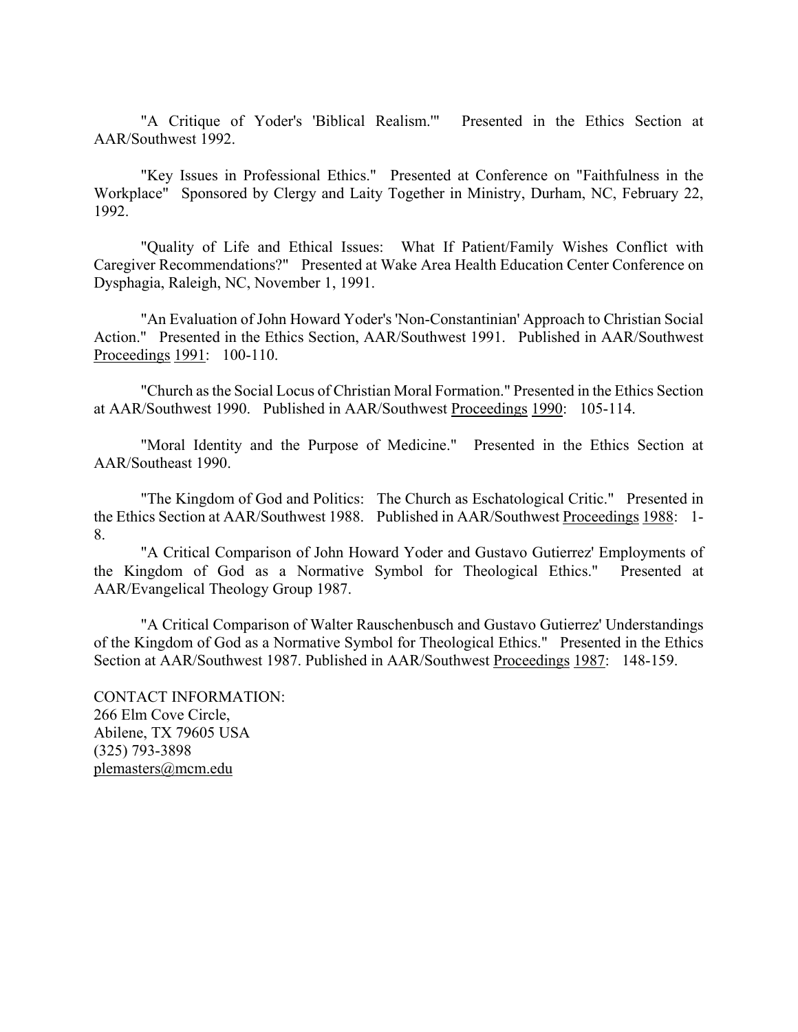"A Critique of Yoder's 'Biblical Realism.'" Presented in the Ethics Section at AAR/Southwest 1992.

"Key Issues in Professional Ethics." Presented at Conference on "Faithfulness in the Workplace" Sponsored by Clergy and Laity Together in Ministry, Durham, NC, February 22, 1992.

"Quality of Life and Ethical Issues: What If Patient/Family Wishes Conflict with Caregiver Recommendations?" Presented at Wake Area Health Education Center Conference on Dysphagia, Raleigh, NC, November 1, 1991.

"An Evaluation of John Howard Yoder's 'Non-Constantinian' Approach to Christian Social Action." Presented in the Ethics Section, AAR/Southwest 1991. Published in AAR/Southwest Proceedings 1991: 100-110.

"Church as the Social Locus of Christian Moral Formation." Presented in the Ethics Section at AAR/Southwest 1990. Published in AAR/Southwest Proceedings 1990: 105-114.

"Moral Identity and the Purpose of Medicine." Presented in the Ethics Section at AAR/Southeast 1990.

"The Kingdom of God and Politics: The Church as Eschatological Critic." Presented in the Ethics Section at AAR/Southwest 1988. Published in AAR/Southwest Proceedings 1988: 1-8.

"A Critical Comparison of John Howard Yoder and Gustavo Gutierrez' Employments of the Kingdom of God as a Normative Symbol for Theological Ethics." Presented at AAR/Evangelical Theology Group 1987.

"A Critical Comparison of Walter Rauschenbusch and Gustavo Gutierrez' Understandings of the Kingdom of God as a Normative Symbol for Theological Ethics." Presented in the Ethics Section at AAR/Southwest 1987. Published in AAR/Southwest Proceedings 1987: 148-159.

CONTACT INFORMATION:
266 Elm Cove Circle,
Abilene, TX 79605 USA
(325) 793-3898
plemasters@mcm.edu